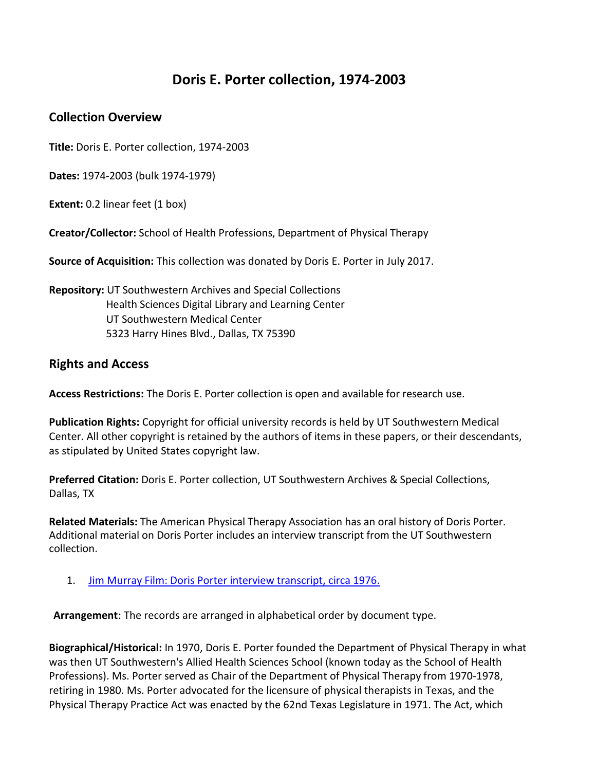# Doris E. Porter collection, 1974-2003

## Collection Overview

**Title:** Doris E. Porter collection, 1974-2003

**Dates:** 1974-2003 (bulk 1974-1979)

**Extent:** 0.2 linear feet (1 box)

**Creator/Collector:** School of Health Professions, Department of Physical Therapy

**Source of Acquisition:** This collection was donated by Doris E. Porter in July 2017.

**Repository:** UT Southwestern Archives and Special Collections
Health Sciences Digital Library and Learning Center
UT Southwestern Medical Center
5323 Harry Hines Blvd., Dallas, TX 75390

## Rights and Access

**Access Restrictions:** The Doris E. Porter collection is open and available for research use.

**Publication Rights:** Copyright for official university records is held by UT Southwestern Medical Center. All other copyright is retained by the authors of items in these papers, or their descendants, as stipulated by United States copyright law.

**Preferred Citation:** Doris E. Porter collection, UT Southwestern Archives & Special Collections, Dallas, TX

**Related Materials:** The American Physical Therapy Association has an oral history of Doris Porter. Additional material on Doris Porter includes an interview transcript from the UT Southwestern collection.

1. Jim Murray Film: Doris Porter interview transcript, circa 1976.

**Arrangement**: The records are arranged in alphabetical order by document type.

**Biographical/Historical:** In 1970, Doris E. Porter founded the Department of Physical Therapy in what was then UT Southwestern's Allied Health Sciences School (known today as the School of Health Professions). Ms. Porter served as Chair of the Department of Physical Therapy from 1970-1978, retiring in 1980. Ms. Porter advocated for the licensure of physical therapists in Texas, and the Physical Therapy Practice Act was enacted by the 62nd Texas Legislature in 1971. The Act, which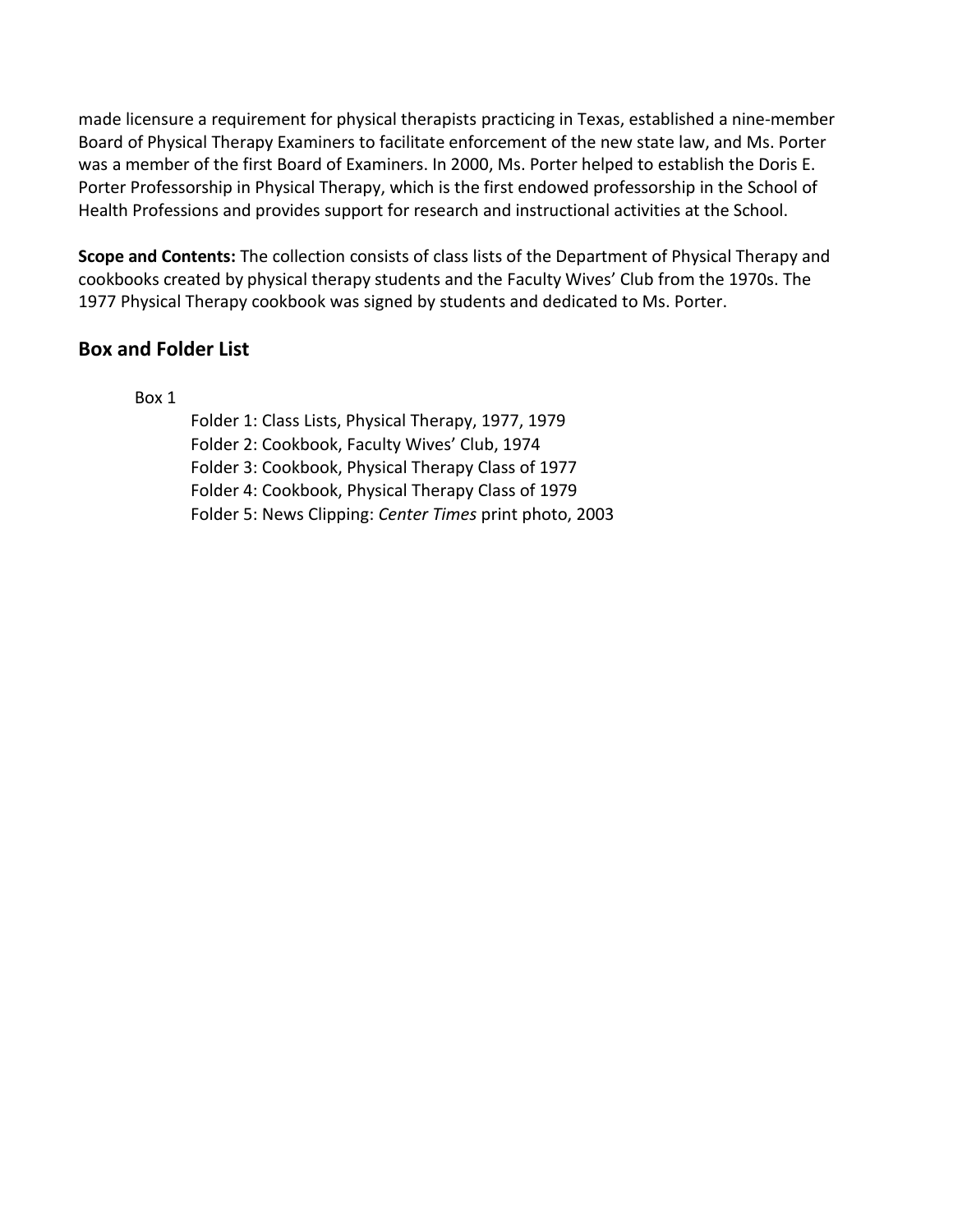made licensure a requirement for physical therapists practicing in Texas, established a nine-member Board of Physical Therapy Examiners to facilitate enforcement of the new state law, and Ms. Porter was a member of the first Board of Examiners. In 2000, Ms. Porter helped to establish the Doris E. Porter Professorship in Physical Therapy, which is the first endowed professorship in the School of Health Professions and provides support for research and instructional activities at the School.

**Scope and Contents:** The collection consists of class lists of the Department of Physical Therapy and cookbooks created by physical therapy students and the Faculty Wives' Club from the 1970s. The 1977 Physical Therapy cookbook was signed by students and dedicated to Ms. Porter.

## Box and Folder List

Box 1

- Folder 1: Class Lists, Physical Therapy, 1977, 1979
- Folder 2: Cookbook, Faculty Wives' Club, 1974
- Folder 3: Cookbook, Physical Therapy Class of 1977
- Folder 4: Cookbook, Physical Therapy Class of 1979
- Folder 5: News Clipping: *Center Times* print photo, 2003